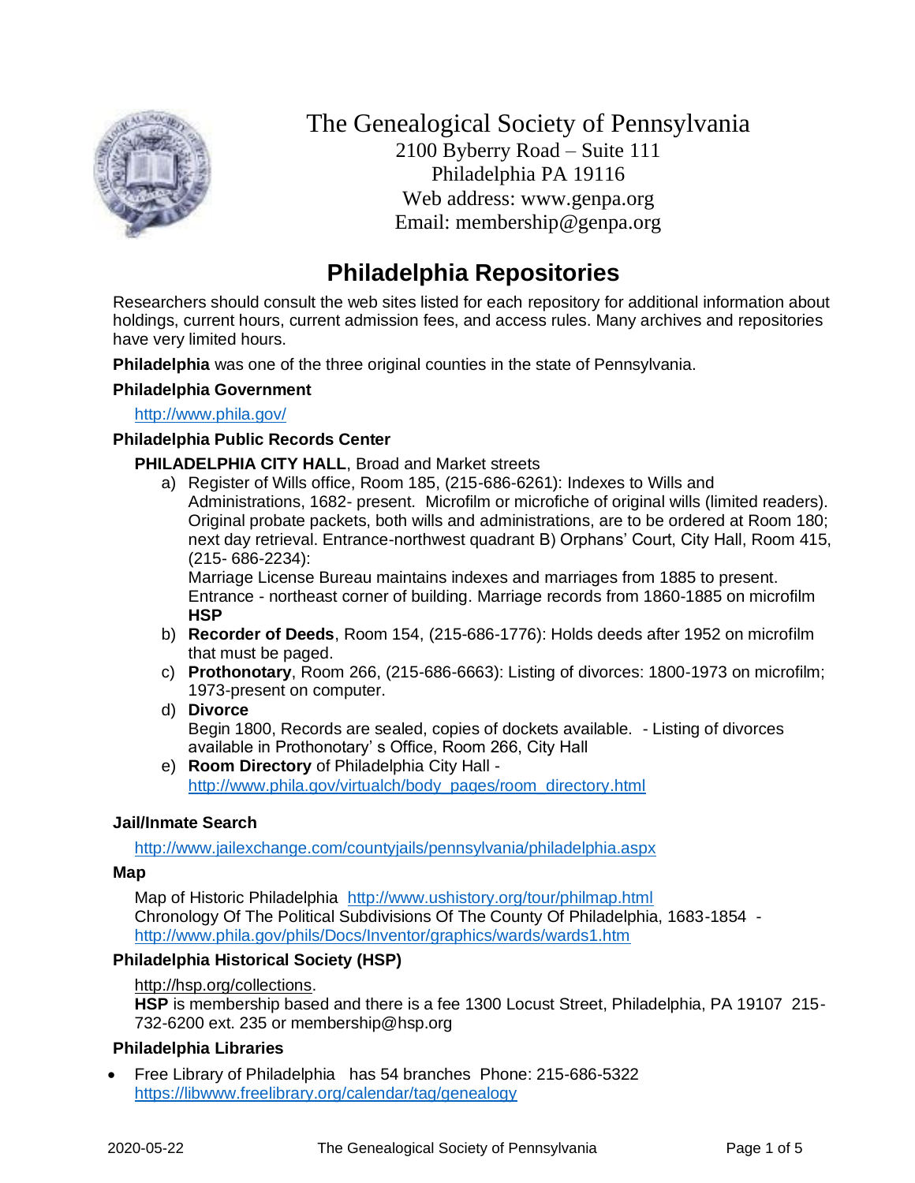# The Genealogical Society of Pennsylvania

2100 Byberry Road – Suite 111
Philadelphia PA 19116
Web address: www.genpa.org
Email: membership@genpa.org

## Philadelphia Repositories

Researchers should consult the web sites listed for each repository for additional information about holdings, current hours, current admission fees, and access rules. Many archives and repositories have very limited hours.

**Philadelphia** was one of the three original counties in the state of Pennsylvania.

### Philadelphia Government

http://www.phila.gov/

### Philadelphia Public Records Center

**PHILADELPHIA CITY HALL**, Broad and Market streets

a) Register of Wills office, Room 185, (215-686-6261): Indexes to Wills and Administrations, 1682- present. Microfilm or microfiche of original wills (limited readers). Original probate packets, both wills and administrations, are to be ordered at Room 180; next day retrieval. Entrance-northwest quadrant B) Orphans' Court, City Hall, Room 415, (215- 686-2234):
Marriage License Bureau maintains indexes and marriages from 1885 to present. Entrance - northeast corner of building. Marriage records from 1860-1885 on microfilm **HSP**

b) **Recorder of Deeds**, Room 154, (215-686-1776): Holds deeds after 1952 on microfilm that must be paged.

c) **Prothonotary**, Room 266, (215-686-6663): Listing of divorces: 1800-1973 on microfilm; 1973-present on computer.

d) **Divorce**
Begin 1800, Records are sealed, copies of dockets available. - Listing of divorces available in Prothonotary' s Office, Room 266, City Hall

e) **Room Directory** of Philadelphia City Hall - http://www.phila.gov/virtualch/body_pages/room_directory.html

### Jail/Inmate Search

http://www.jailexchange.com/countyjails/pennsylvania/philadelphia.aspx

### Map

Map of Historic Philadelphia http://www.ushistory.org/tour/philmap.html
Chronology Of The Political Subdivisions Of The County Of Philadelphia, 1683-1854 - http://www.phila.gov/phils/Docs/Inventor/graphics/wards/wards1.htm

### Philadelphia Historical Society (HSP)

http://hsp.org/collections.
**HSP** is membership based and there is a fee 1300 Locust Street, Philadelphia, PA 19107 215-732-6200 ext. 235 or membership@hsp.org

### Philadelphia Libraries

- Free Library of Philadelphia has 54 branches Phone: 215-686-5322
  https://libwww.freelibrary.org/calendar/tag/genealogy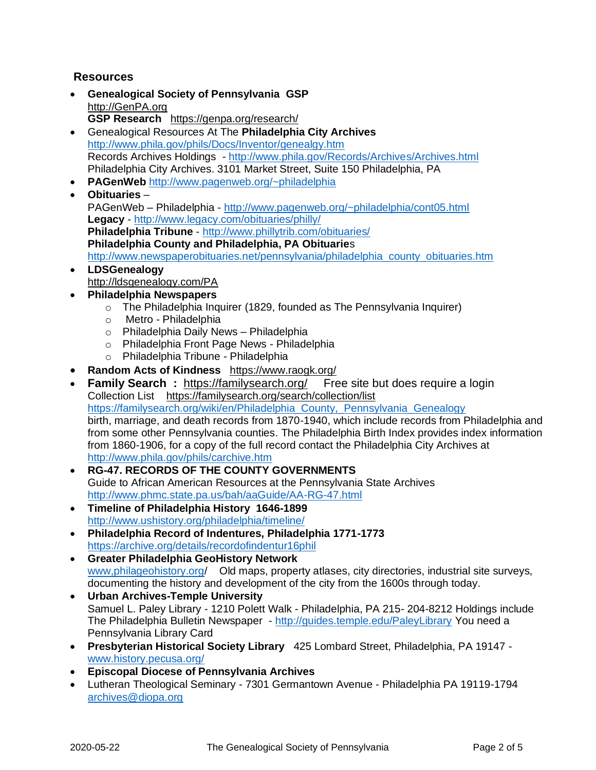## Resources

- **Genealogical Society of Pennsylvania GSP**
  http://GenPA.org
  **GSP Research** https://genpa.org/research/
- Genealogical Resources At The **Philadelphia City Archives**
  http://www.phila.gov/phils/Docs/Inventor/genealgy.htm
  Records Archives Holdings - http://www.phila.gov/Records/Archives/Archives.html
  Philadelphia City Archives. 3101 Market Street, Suite 150 Philadelphia, PA
- **PAGenWeb** http://www.pagenweb.org/~philadelphia
- **Obituaries** –
  PAGenWeb – Philadelphia - http://www.pagenweb.org/~philadelphia/cont05.html
  **Legacy** - http://www.legacy.com/obituaries/philly/
  **Philadelphia Tribune** - http://www.phillytrib.com/obituaries/
  **Philadelphia County and Philadelphia, PA Obituarie**s
  http://www.newspaperobituaries.net/pennsylvania/philadelphia_county_obituaries.htm
- **LDSGenealogy**
  http://ldsgenealogy.com/PA
- **Philadelphia Newspapers**
  - The Philadelphia Inquirer (1829, founded as The Pennsylvania Inquirer)
  - Metro - Philadelphia
  - Philadelphia Daily News – Philadelphia
  - Philadelphia Front Page News - Philadelphia
  - Philadelphia Tribune - Philadelphia
- **Random Acts of Kindness** https://www.raogk.org/
- **Family Search :** https://familysearch.org/ Free site but does require a login
  Collection List https://familysearch.org/search/collection/list
  https://familysearch.org/wiki/en/Philadelphia_County,_Pennsylvania_Genealogy
  birth, marriage, and death records from 1870-1940, which include records from Philadelphia and from some other Pennsylvania counties. The Philadelphia Birth Index provides index information from 1860-1906, for a copy of the full record contact the Philadelphia City Archives at http://www.phila.gov/phils/carchive.htm
- **RG-47. RECORDS OF THE COUNTY GOVERNMENTS**
  Guide to African American Resources at the Pennsylvania State Archives
  http://www.phmc.state.pa.us/bah/aaGuide/AA-RG-47.html
- **Timeline of Philadelphia History 1646-1899**
  http://www.ushistory.org/philadelphia/timeline/
- **Philadelphia Record of Indentures, Philadelphia 1771-1773**
  https://archive.org/details/recordofindentur16phil
- **Greater Philadelphia GeoHistory Network**
  www,philageohistory.org/ Old maps, property atlases, city directories, industrial site surveys, documenting the history and development of the city from the 1600s through today.
- **Urban Archives-Temple University**
  Samuel L. Paley Library - 1210 Polett Walk - Philadelphia, PA 215- 204-8212 Holdings include The Philadelphia Bulletin Newspaper - http://guides.temple.edu/PaleyLibrary You need a Pennsylvania Library Card
- **Presbyterian Historical Society Library** 425 Lombard Street, Philadelphia, PA 19147 - www.history.pecusa.org/
- **Episcopal Diocese of Pennsylvania Archives**
- Lutheran Theological Seminary - 7301 Germantown Avenue - Philadelphia PA 19119-1794
  archives@diopa.org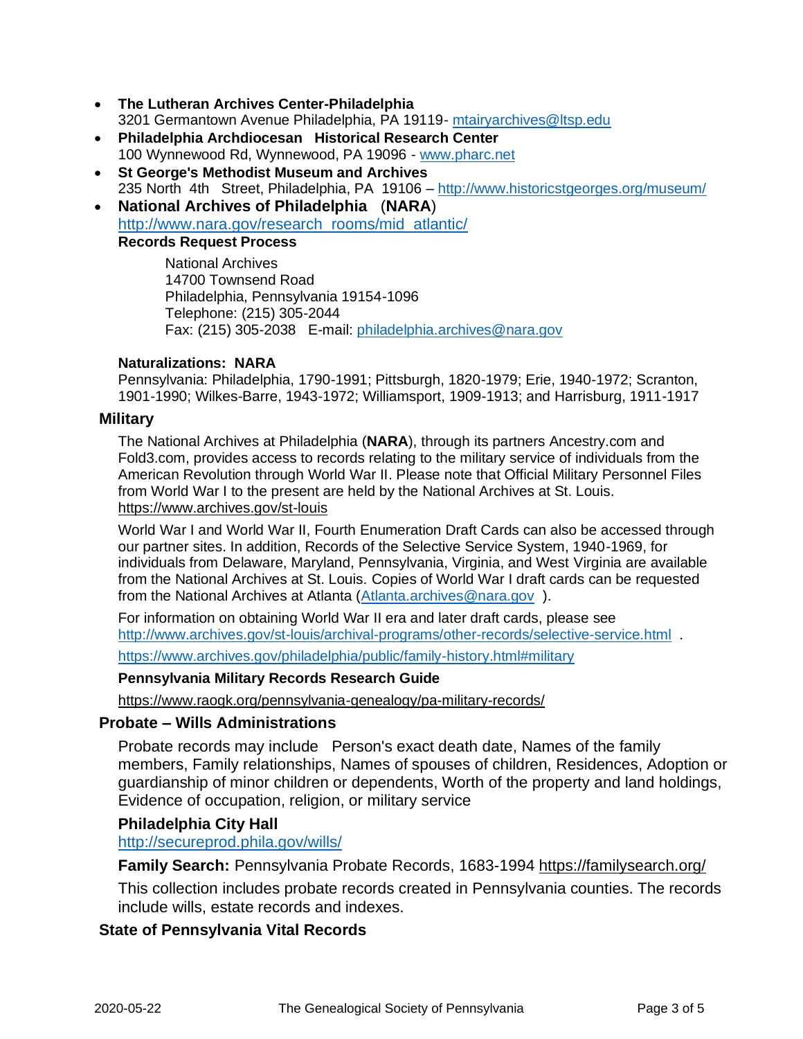- **The Lutheran Archives Center-Philadelphia**
  3201 Germantown Avenue Philadelphia, PA 19119- mtairyarchives@ltsp.edu
- **Philadelphia Archdiocesan Historical Research Center**
  100 Wynnewood Rd, Wynnewood, PA 19096 - www.pharc.net
- **St George's Methodist Museum and Archives**
  235 North 4th Street, Philadelphia, PA 19106 – http://www.historicstgeorges.org/museum/
- **National Archives of Philadelphia** (**NARA**)
  http://www.nara.gov/research_rooms/mid_atlantic/

  **Records Request Process**

  National Archives
  14700 Townsend Road
  Philadelphia, Pennsylvania 19154-1096
  Telephone: (215) 305-2044
  Fax: (215) 305-2038 E-mail: philadelphia.archives@nara.gov

  **Naturalizations: NARA**

  Pennsylvania: Philadelphia, 1790-1991; Pittsburgh, 1820-1979; Erie, 1940-1972; Scranton, 1901-1990; Wilkes-Barre, 1943-1972; Williamsport, 1909-1913; and Harrisburg, 1911-1917

## Military

The National Archives at Philadelphia (**NARA**), through its partners Ancestry.com and Fold3.com, provides access to records relating to the military service of individuals from the American Revolution through World War II. Please note that Official Military Personnel Files from World War I to the present are held by the National Archives at St. Louis. https://www.archives.gov/st-louis

World War I and World War II, Fourth Enumeration Draft Cards can also be accessed through our partner sites. In addition, Records of the Selective Service System, 1940-1969, for individuals from Delaware, Maryland, Pennsylvania, Virginia, and West Virginia are available from the National Archives at St. Louis. Copies of World War I draft cards can be requested from the National Archives at Atlanta (Atlanta.archives@nara.gov ).

For information on obtaining World War II era and later draft cards, please see http://www.archives.gov/st-louis/archival-programs/other-records/selective-service.html .

https://www.archives.gov/philadelphia/public/family-history.html#military

**Pennsylvania Military Records Research Guide**

https://www.raogk.org/pennsylvania-genealogy/pa-military-records/

## Probate – Wills Administrations

Probate records may include Person's exact death date, Names of the family members, Family relationships, Names of spouses of children, Residences, Adoption or guardianship of minor children or dependents, Worth of the property and land holdings, Evidence of occupation, religion, or military service

**Philadelphia City Hall**
http://secureprod.phila.gov/wills/

**Family Search:** Pennsylvania Probate Records, 1683-1994 https://familysearch.org/

This collection includes probate records created in Pennsylvania counties. The records include wills, estate records and indexes.

## State of Pennsylvania Vital Records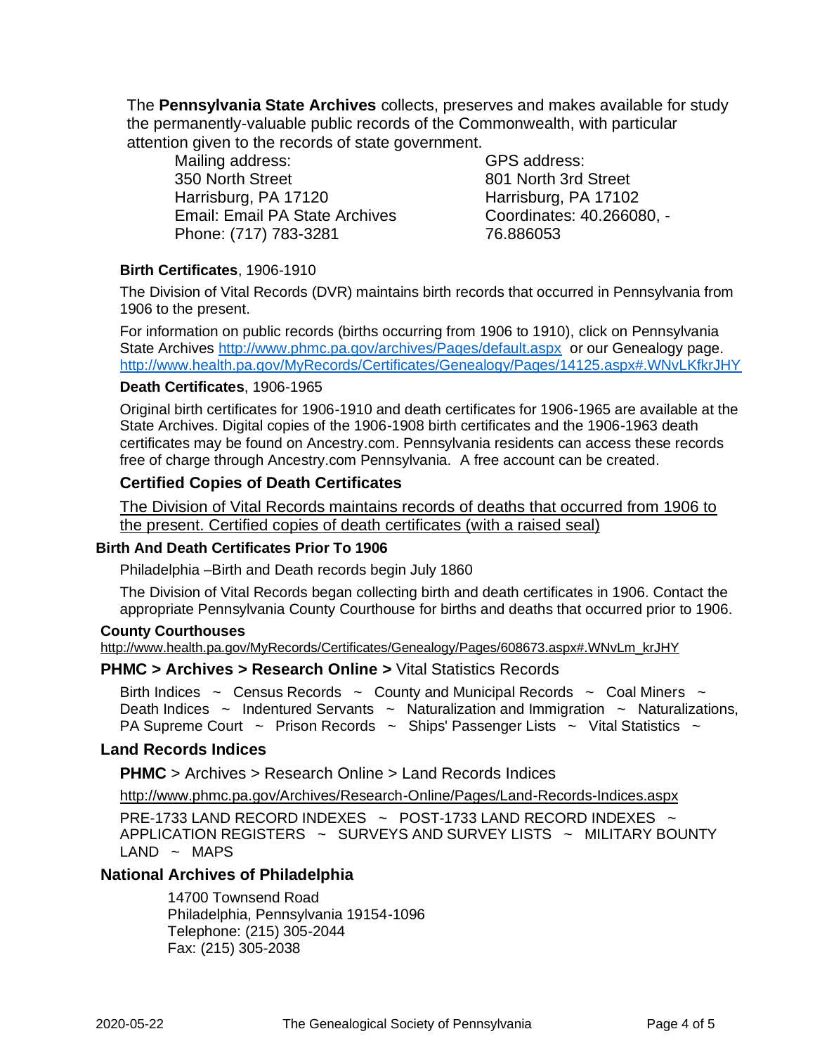The **Pennsylvania State Archives** collects, preserves and makes available for study the permanently-valuable public records of the Commonwealth, with particular attention given to the records of state government.

Mailing address:
350 North Street
Harrisburg, PA 17120
Email: Email PA State Archives
Phone: (717) 783-3281

GPS address:
801 North 3rd Street
Harrisburg, PA 17102
Coordinates: 40.266080, -76.886053

**Birth Certificates**, 1906-1910

The Division of Vital Records (DVR) maintains birth records that occurred in Pennsylvania from 1906 to the present.

For information on public records (births occurring from 1906 to 1910), click on Pennsylvania State Archives http://www.phmc.pa.gov/archives/Pages/default.aspx or our Genealogy page. http://www.health.pa.gov/MyRecords/Certificates/Genealogy/Pages/14125.aspx#.WNvLKfkrJHY

**Death Certificates**, 1906-1965

Original birth certificates for 1906-1910 and death certificates for 1906-1965 are available at the State Archives. Digital copies of the 1906-1908 birth certificates and the 1906-1963 death certificates may be found on Ancestry.com. Pennsylvania residents can access these records free of charge through Ancestry.com Pennsylvania. A free account can be created.

### Certified Copies of Death Certificates

The Division of Vital Records maintains records of deaths that occurred from 1906 to the present. Certified copies of death certificates (with a raised seal)

**Birth And Death Certificates Prior To 1906**

Philadelphia –Birth and Death records begin July 1860

The Division of Vital Records began collecting birth and death certificates in 1906. Contact the appropriate Pennsylvania County Courthouse for births and deaths that occurred prior to 1906.

**County Courthouses**

http://www.health.pa.gov/MyRecords/Certificates/Genealogy/Pages/608673.aspx#.WNvLm_krJHY

### PHMC > Archives > Research Online > Vital Statistics Records

Birth Indices ~ Census Records ~ County and Municipal Records ~ Coal Miners ~ Death Indices ~ Indentured Servants ~ Naturalization and Immigration ~ Naturalizations, PA Supreme Court ~ Prison Records ~ Ships' Passenger Lists ~ Vital Statistics ~

### Land Records Indices

**PHMC** > Archives > Research Online > Land Records Indices

http://www.phmc.pa.gov/Archives/Research-Online/Pages/Land-Records-Indices.aspx

PRE-1733 LAND RECORD INDEXES ~ POST-1733 LAND RECORD INDEXES ~ APPLICATION REGISTERS ~ SURVEYS AND SURVEY LISTS ~ MILITARY BOUNTY LAND ~ MAPS

### National Archives of Philadelphia

14700 Townsend Road
Philadelphia, Pennsylvania 19154-1096
Telephone: (215) 305-2044
Fax: (215) 305-2038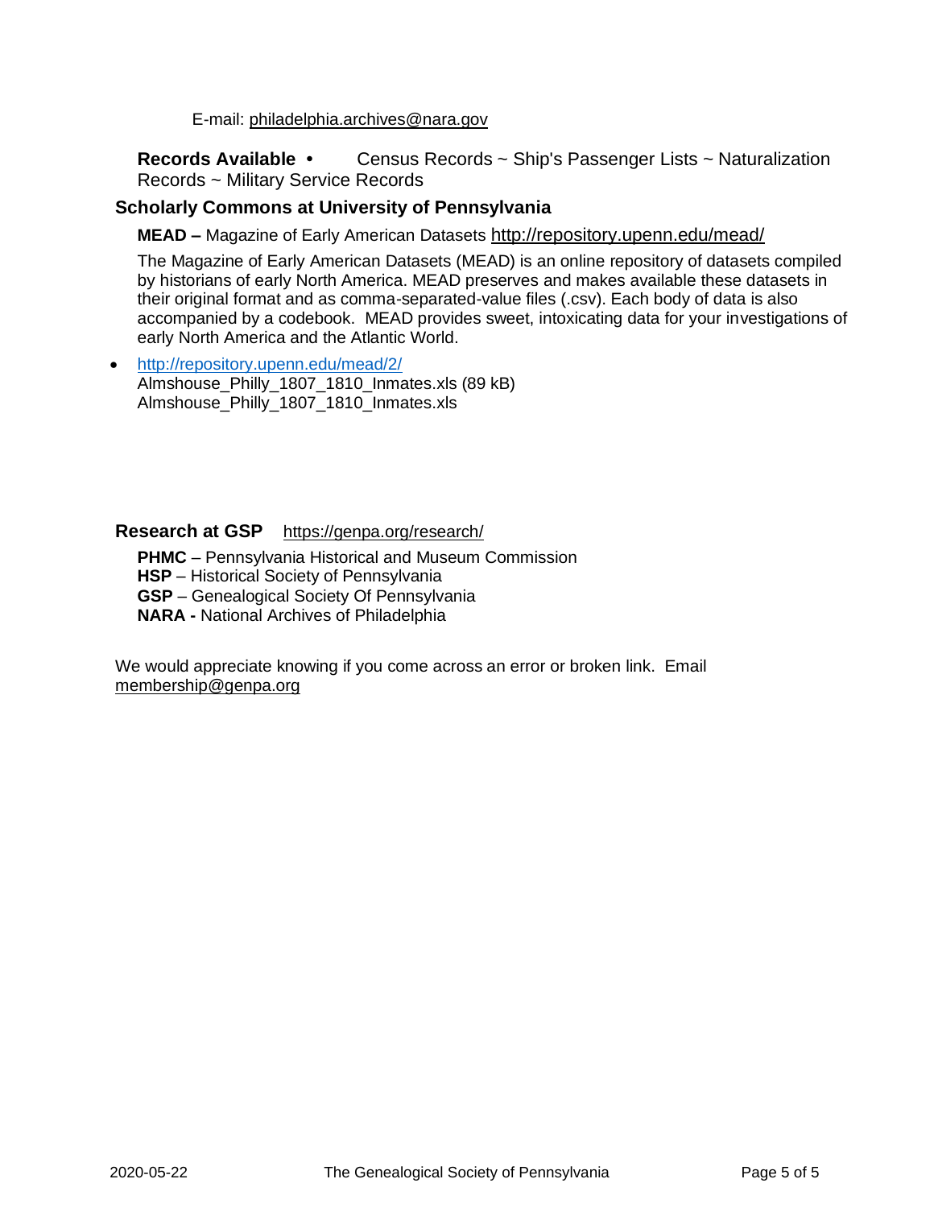E-mail: philadelphia.archives@nara.gov

**Records Available •** Census Records ~ Ship's Passenger Lists ~ Naturalization Records ~ Military Service Records

### Scholarly Commons at University of Pennsylvania

**MEAD –** Magazine of Early American Datasets http://repository.upenn.edu/mead/

The Magazine of Early American Datasets (MEAD) is an online repository of datasets compiled by historians of early North America. MEAD preserves and makes available these datasets in their original format and as comma-separated-value files (.csv). Each body of data is also accompanied by a codebook. MEAD provides sweet, intoxicating data for your investigations of early North America and the Atlantic World.

- http://repository.upenn.edu/mead/2/
  Almshouse_Philly_1807_1810_Inmates.xls (89 kB)
  Almshouse_Philly_1807_1810_Inmates.xls

### Research at GSP https://genpa.org/research/

**PHMC** – Pennsylvania Historical and Museum Commission
**HSP** – Historical Society of Pennsylvania
**GSP** – Genealogical Society Of Pennsylvania
**NARA -** National Archives of Philadelphia

We would appreciate knowing if you come across an error or broken link. Email membership@genpa.org